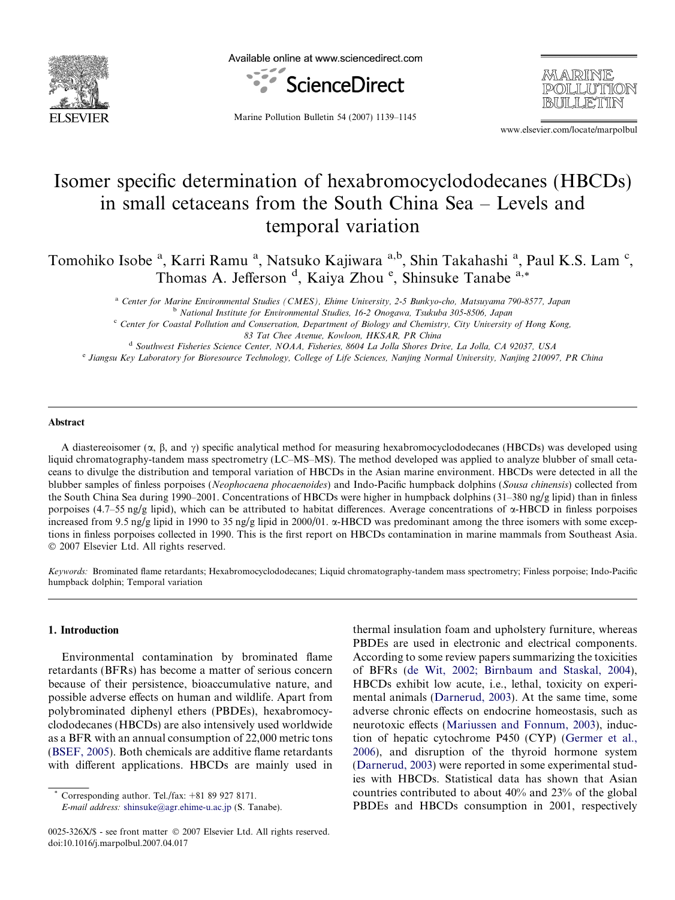# Isomer specific determination of hexabromocyclododecanes (HBCDs) in small cetaceans from the South China Sea – Levels and temporal variation

Tomohiko Isobe [a], Karri Ramu [a], Natsuko Kajiwara [a,b], Shin Takahashi [a], Paul K.S. Lam [c], Thomas A. Jefferson [d], Kaiya Zhou [e], Shinsuke Tanabe [a,*]

[a] Center for Marine Environmental Studies (CMES), Ehime University, 2-5 Bunkyo-cho, Matsuyama 790-8577, Japan

[b] National Institute for Environmental Studies, 16-2 Onogawa, Tsukuba 305-8506, Japan

[c] Center for Coastal Pollution and Conservation, Department of Biology and Chemistry, City University of Hong Kong, 83 Tat Chee Avenue, Kowloon, HKSAR, PR China

[d] Southwest Fisheries Science Center, NOAA, Fisheries, 8604 La Jolla Shores Drive, La Jolla, CA 92037, USA

[e] Jiangsu Key Laboratory for Bioresource Technology, College of Life Sciences, Nanjing Normal University, Nanjing 210097, PR China

## Abstract

A diastereoisomer (α, β, and γ) specific analytical method for measuring hexabromocyclododecanes (HBCDs) was developed using liquid chromatography-tandem mass spectrometry (LC–MS–MS). The method developed was applied to analyze blubber of small cetaceans to divulge the distribution and temporal variation of HBCDs in the Asian marine environment. HBCDs were detected in all the blubber samples of finless porpoises (*Neophocaena phocaenoides*) and Indo-Pacific humpback dolphins (*Sousa chinensis*) collected from the South China Sea during 1990–2001. Concentrations of HBCDs were higher in humpback dolphins (31–380 ng/g lipid) than in finless porpoises (4.7–55 ng/g lipid), which can be attributed to habitat differences. Average concentrations of α-HBCD in finless porpoises increased from 9.5 ng/g lipid in 1990 to 35 ng/g lipid in 2000/01. α-HBCD was predominant among the three isomers with some exceptions in finless porpoises collected in 1990. This is the first report on HBCDs contamination in marine mammals from Southeast Asia.
© 2007 Elsevier Ltd. All rights reserved.

*Keywords:* Brominated flame retardants; Hexabromocyclododecanes; Liquid chromatography-tandem mass spectrometry; Finless porpoise; Indo-Pacific humpback dolphin; Temporal variation

## 1. Introduction

Environmental contamination by brominated flame retardants (BFRs) has become a matter of serious concern because of their persistence, bioaccumulative nature, and possible adverse effects on human and wildlife. Apart from polybrominated diphenyl ethers (PBDEs), hexabromocyclododecanes (HBCDs) are also intensively used worldwide as a BFR with an annual consumption of 22,000 metric tons (BSEF, 2005). Both chemicals are additive flame retardants with different applications. HBCDs are mainly used in thermal insulation foam and upholstery furniture, whereas PBDEs are used in electronic and electrical components. According to some review papers summarizing the toxicities of BFRs (de Wit, 2002; Birnbaum and Staskal, 2004), HBCDs exhibit low acute, i.e., lethal, toxicity on experimental animals (Darnerud, 2003). At the same time, some adverse chronic effects on endocrine homeostasis, such as neurotoxic effects (Mariussen and Fonnum, 2003), induction of hepatic cytochrome P450 (CYP) (Germer et al., 2006), and disruption of the thyroid hormone system (Darnerud, 2003) were reported in some experimental studies with HBCDs. Statistical data has shown that Asian countries contributed to about 40% and 23% of the global PBDEs and HBCDs consumption in 2001, respectively

* Corresponding author. Tel./fax: +81 89 927 8171.
*E-mail address:* shinsuke@agr.ehime-u.ac.jp (S. Tanabe).

0025-326X/$ - see front matter © 2007 Elsevier Ltd. All rights reserved.
doi:10.1016/j.marpolbul.2007.04.017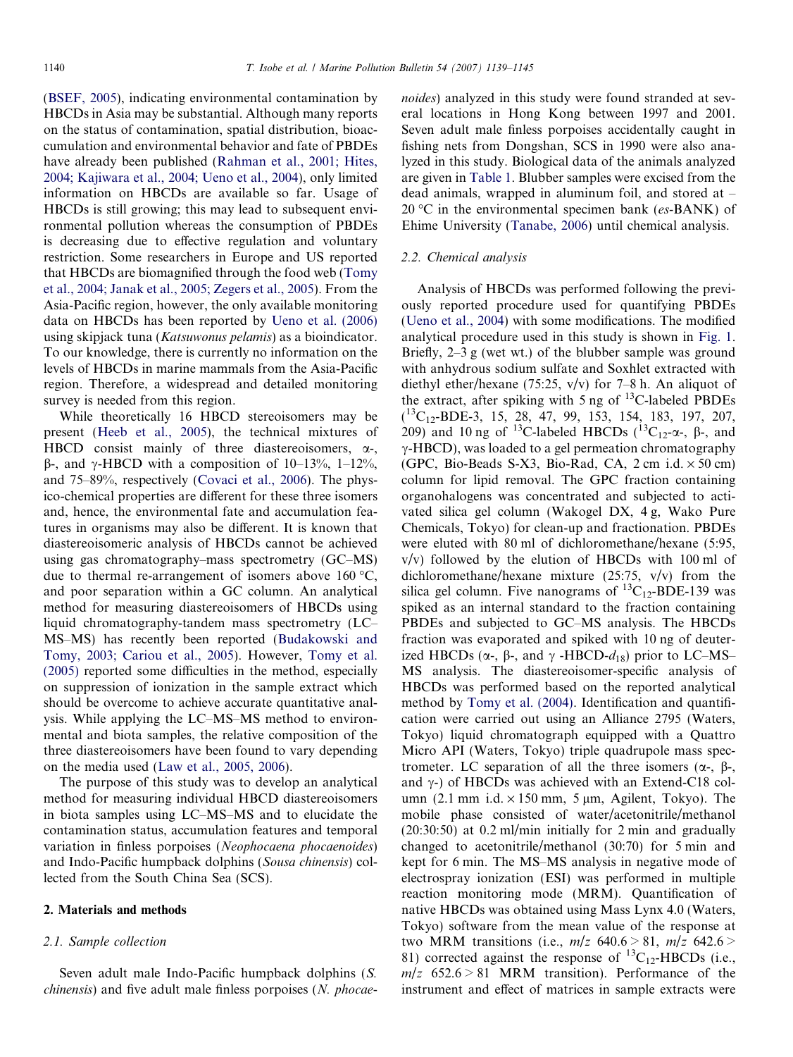(BSEF, 2005), indicating environmental contamination by HBCDs in Asia may be substantial. Although many reports on the status of contamination, spatial distribution, bioaccumulation and environmental behavior and fate of PBDEs have already been published (Rahman et al., 2001; Hites, 2004; Kajiwara et al., 2004; Ueno et al., 2004), only limited information on HBCDs are available so far. Usage of HBCDs is still growing; this may lead to subsequent environmental pollution whereas the consumption of PBDEs is decreasing due to effective regulation and voluntary restriction. Some researchers in Europe and US reported that HBCDs are biomagnified through the food web (Tomy et al., 2004; Janak et al., 2005; Zegers et al., 2005). From the Asia-Pacific region, however, the only available monitoring data on HBCDs has been reported by Ueno et al. (2006) using skipjack tuna (*Katsuwonus pelamis*) as a bioindicator. To our knowledge, there is currently no information on the levels of HBCDs in marine mammals from the Asia-Pacific region. Therefore, a widespread and detailed monitoring survey is needed from this region.

While theoretically 16 HBCD stereoisomers may be present (Heeb et al., 2005), the technical mixtures of HBCD consist mainly of three diastereoisomers, α-, β-, and γ-HBCD with a composition of 10–13%, 1–12%, and 75–89%, respectively (Covaci et al., 2006). The physico-chemical properties are different for these three isomers and, hence, the environmental fate and accumulation features in organisms may also be different. It is known that diastereoisomeric analysis of HBCDs cannot be achieved using gas chromatography–mass spectrometry (GC–MS) due to thermal re-arrangement of isomers above 160 °C, and poor separation within a GC column. An analytical method for measuring diastereoisomers of HBCDs using liquid chromatography-tandem mass spectrometry (LC–MS–MS) has recently been reported (Budakowski and Tomy, 2003; Cariou et al., 2005). However, Tomy et al. (2005) reported some difficulties in the method, especially on suppression of ionization in the sample extract which should be overcome to achieve accurate quantitative analysis. While applying the LC–MS–MS method to environmental and biota samples, the relative composition of the three diastereoisomers have been found to vary depending on the media used (Law et al., 2005, 2006).

The purpose of this study was to develop an analytical method for measuring individual HBCD diastereoisomers in biota samples using LC–MS–MS and to elucidate the contamination status, accumulation features and temporal variation in finless porpoises (*Neophocaena phocaenoides*) and Indo-Pacific humpback dolphins (*Sousa chinensis*) collected from the South China Sea (SCS).

## 2. Materials and methods

### 2.1. Sample collection

Seven adult male Indo-Pacific humpback dolphins (*S. chinensis*) and five adult male finless porpoises (*N. phocaenoides*) analyzed in this study were found stranded at several locations in Hong Kong between 1997 and 2001. Seven adult male finless porpoises accidentally caught in fishing nets from Dongshan, SCS in 1990 were also analyzed in this study. Biological data of the animals analyzed are given in Table 1. Blubber samples were excised from the dead animals, wrapped in aluminum foil, and stored at –20 °C in the environmental specimen bank (*es*-BANK) of Ehime University (Tanabe, 2006) until chemical analysis.

### 2.2. Chemical analysis

Analysis of HBCDs was performed following the previously reported procedure used for quantifying PBDEs (Ueno et al., 2004) with some modifications. The modified analytical procedure used in this study is shown in Fig. 1. Briefly, 2–3 g (wet wt.) of the blubber sample was ground with anhydrous sodium sulfate and Soxhlet extracted with diethyl ether/hexane (75:25, v/v) for 7–8 h. An aliquot of the extract, after spiking with 5 ng of $^{13}$C-labeled PBDEs ($^{13}C_{12}$-BDE-3, 15, 28, 47, 99, 153, 154, 183, 197, 207, 209) and 10 ng of $^{13}$C-labeled HBCDs ($^{13}C_{12}$-α-, β-, and γ-HBCD), was loaded to a gel permeation chromatography (GPC, Bio-Beads S-X3, Bio-Rad, CA, 2 cm i.d. × 50 cm) column for lipid removal. The GPC fraction containing organohalogens was concentrated and subjected to activated silica gel column (Wakogel DX, 4 g, Wako Pure Chemicals, Tokyo) for clean-up and fractionation. PBDEs were eluted with 80 ml of dichloromethane/hexane (5:95, v/v) followed by the elution of HBCDs with 100 ml of dichloromethane/hexane mixture (25:75, v/v) from the silica gel column. Five nanograms of $^{13}C_{12}$-BDE-139 was spiked as an internal standard to the fraction containing PBDEs and subjected to GC–MS analysis. The HBCDs fraction was evaporated and spiked with 10 ng of deuterized HBCDs (α-, β-, and γ -HBCD-$d_{18}$) prior to LC–MS–MS analysis. The diastereoisomer-specific analysis of HBCDs was performed based on the reported analytical method by Tomy et al. (2004). Identification and quantification were carried out using an Alliance 2795 (Waters, Tokyo) liquid chromatograph equipped with a Quattro Micro API (Waters, Tokyo) triple quadrupole mass spectrometer. LC separation of all the three isomers (α-, β-, and γ-) of HBCDs was achieved with an Extend-C18 column (2.1 mm i.d. × 150 mm, 5 μm, Agilent, Tokyo). The mobile phase consisted of water/acetonitrile/methanol (20:30:50) at 0.2 ml/min initially for 2 min and gradually changed to acetonitrile/methanol (30:70) for 5 min and kept for 6 min. The MS–MS analysis in negative mode of electrospray ionization (ESI) was performed in multiple reaction monitoring mode (MRM). Quantification of native HBCDs was obtained using Mass Lynx 4.0 (Waters, Tokyo) software from the mean value of the response at two MRM transitions (i.e., $m/z$ 640.6 > 81, $m/z$ 642.6 > 81) corrected against the response of $^{13}C_{12}$-HBCDs (i.e., $m/z$ 652.6 > 81 MRM transition). Performance of the instrument and effect of matrices in sample extracts were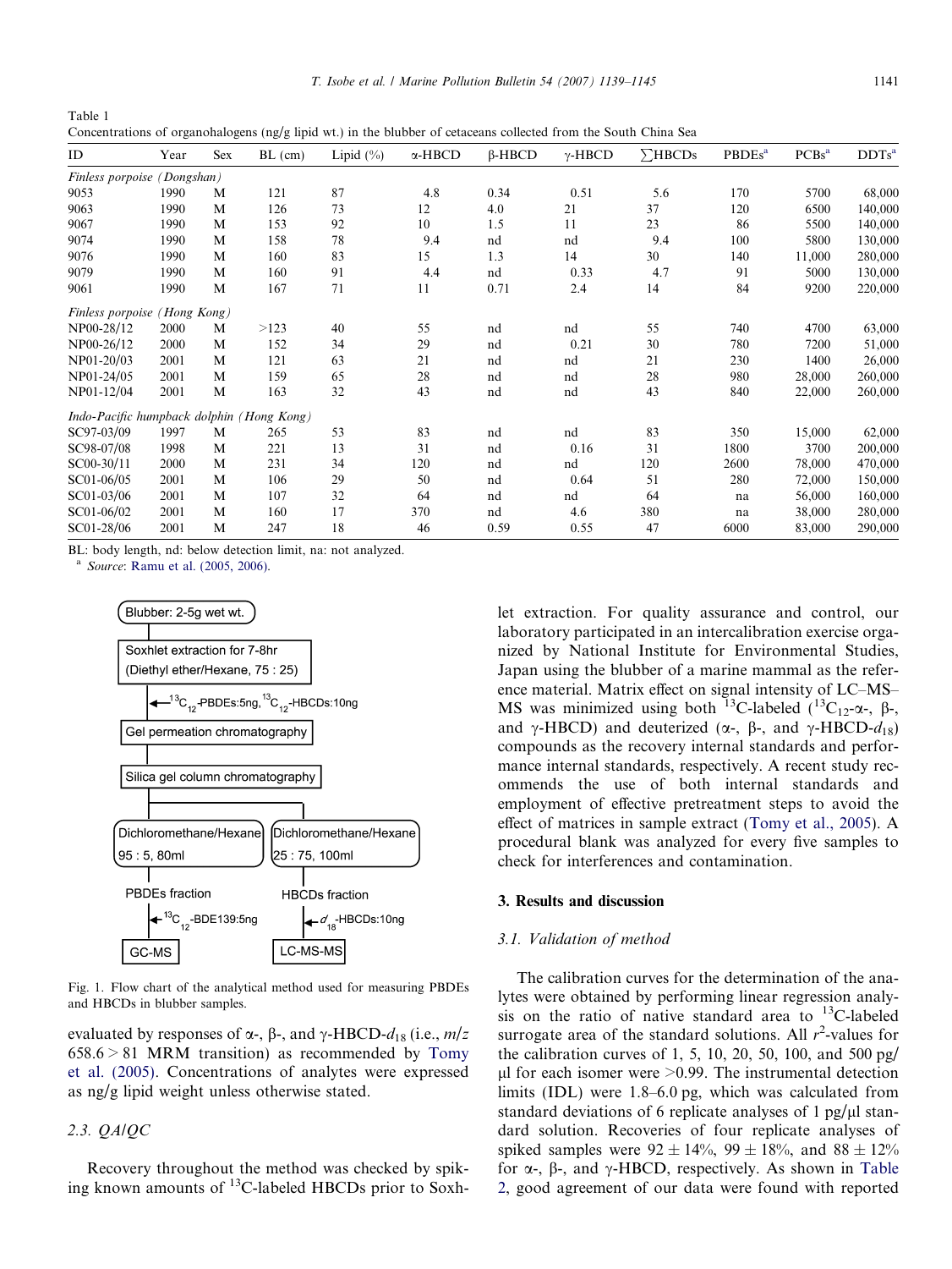Table 1
Concentrations of organohalogens (ng/g lipid wt.) in the blubber of cetaceans collected from the South China Sea

| ID | Year | Sex | BL (cm) | Lipid (%) | α-HBCD | β-HBCD | γ-HBCD | ∑HBCDs | PBDEs[a] | PCBs[a] | DDTs[a] |
|---|---|---|---|---|---|---|---|---|---|---|---|
| *Finless porpoise (Dongshan)* | | | | | | | | | | | |
| 9053 | 1990 | M | 121 | 87 | 4.8 | 0.34 | 0.51 | 5.6 | 170 | 5700 | 68,000 |
| 9063 | 1990 | M | 126 | 73 | 12 | 4.0 | 21 | 37 | 120 | 6500 | 140,000 |
| 9067 | 1990 | M | 153 | 92 | 10 | 1.5 | 11 | 23 | 86 | 5500 | 140,000 |
| 9074 | 1990 | M | 158 | 78 | 9.4 | nd | nd | 9.4 | 100 | 5800 | 130,000 |
| 9076 | 1990 | M | 160 | 83 | 15 | 1.3 | 14 | 30 | 140 | 11,000 | 280,000 |
| 9079 | 1990 | M | 160 | 91 | 4.4 | nd | 0.33 | 4.7 | 91 | 5000 | 130,000 |
| 9061 | 1990 | M | 167 | 71 | 11 | 0.71 | 2.4 | 14 | 84 | 9200 | 220,000 |
| *Finless porpoise (Hong Kong)* | | | | | | | | | | | |
| NP00-28/12 | 2000 | M | >123 | 40 | 55 | nd | nd | 55 | 740 | 4700 | 63,000 |
| NP00-26/12 | 2000 | M | 152 | 34 | 29 | nd | 0.21 | 30 | 780 | 7200 | 51,000 |
| NP01-20/03 | 2001 | M | 121 | 63 | 21 | nd | nd | 21 | 230 | 1400 | 26,000 |
| NP01-24/05 | 2001 | M | 159 | 65 | 28 | nd | nd | 28 | 980 | 28,000 | 260,000 |
| NP01-12/04 | 2001 | M | 163 | 32 | 43 | nd | nd | 43 | 840 | 22,000 | 260,000 |
| *Indo-Pacific humpback dolphin (Hong Kong)* | | | | | | | | | | | |
| SC97-03/09 | 1997 | M | 265 | 53 | 83 | nd | nd | 83 | 350 | 15,000 | 62,000 |
| SC98-07/08 | 1998 | M | 221 | 13 | 31 | nd | 0.16 | 31 | 1800 | 3700 | 200,000 |
| SC00-30/11 | 2000 | M | 231 | 34 | 120 | nd | nd | 120 | 2600 | 78,000 | 470,000 |
| SC01-06/05 | 2001 | M | 106 | 29 | 50 | nd | 0.64 | 51 | 280 | 72,000 | 150,000 |
| SC01-03/06 | 2001 | M | 107 | 32 | 64 | nd | nd | 64 | na | 56,000 | 160,000 |
| SC01-06/02 | 2001 | M | 160 | 17 | 370 | nd | 4.6 | 380 | na | 38,000 | 280,000 |
| SC01-28/06 | 2001 | M | 247 | 18 | 46 | 0.59 | 0.55 | 47 | 6000 | 83,000 | 290,000 |

BL: body length, nd: below detection limit, na: not analyzed.
[a] *Source*: Ramu et al. (2005, 2006).

Blubber: 2-5g wet wt. → Soxhlet extraction for 7-8hr (Diethyl ether/Hexane, 75 : 25) ← $^{13}C_{12}$-PBDEs:5ng, $^{13}C_{12}$-HBCDs:10ng → Gel permeation chromatography → Silica gel column chromatography → Dichloromethane/Hexane 95 : 5, 80ml → PBDEs fraction ← $^{13}C_{12}$-BDE139:5ng → GC-MS; Dichloromethane/Hexane 25 : 75, 100ml → HBCDs fraction ← $d_{18}$-HBCDs:10ng → LC-MS-MS

Fig. 1. Flow chart of the analytical method used for measuring PBDEs and HBCDs in blubber samples.

evaluated by responses of α-, β-, and γ-HBCD-$d_{18}$ (i.e., $m/z$ 658.6 > 81 MRM transition) as recommended by Tomy et al. (2005). Concentrations of analytes were expressed as ng/g lipid weight unless otherwise stated.

### 2.3. QA/QC

Recovery throughout the method was checked by spiking known amounts of $^{13}C$-labeled HBCDs prior to Soxhlet extraction. For quality assurance and control, our laboratory participated in an intercalibration exercise organized by National Institute for Environmental Studies, Japan using the blubber of a marine mammal as the reference material. Matrix effect on signal intensity of LC–MS–MS was minimized using both $^{13}C$-labeled ($^{13}C_{12}$-α-, β-, and γ-HBCD) and deuterized (α-, β-, and γ-HBCD-$d_{18}$) compounds as the recovery internal standards and performance internal standards, respectively. A recent study recommends the use of both internal standards and employment of effective pretreatment steps to avoid the effect of matrices in sample extract (Tomy et al., 2005). A procedural blank was analyzed for every five samples to check for interferences and contamination.

## 3. Results and discussion

### 3.1. Validation of method

The calibration curves for the determination of the analytes were obtained by performing linear regression analysis on the ratio of native standard area to $^{13}C$-labeled surrogate area of the standard solutions. All $r^2$-values for the calibration curves of 1, 5, 10, 20, 50, 100, and 500 pg/μl for each isomer were >0.99. The instrumental detection limits (IDL) were 1.8–6.0 pg, which was calculated from standard deviations of 6 replicate analyses of 1 pg/μl standard solution. Recoveries of four replicate analyses of spiked samples were 92 ± 14%, 99 ± 18%, and 88 ± 12% for α-, β-, and γ-HBCD, respectively. As shown in Table 2, good agreement of our data were found with reported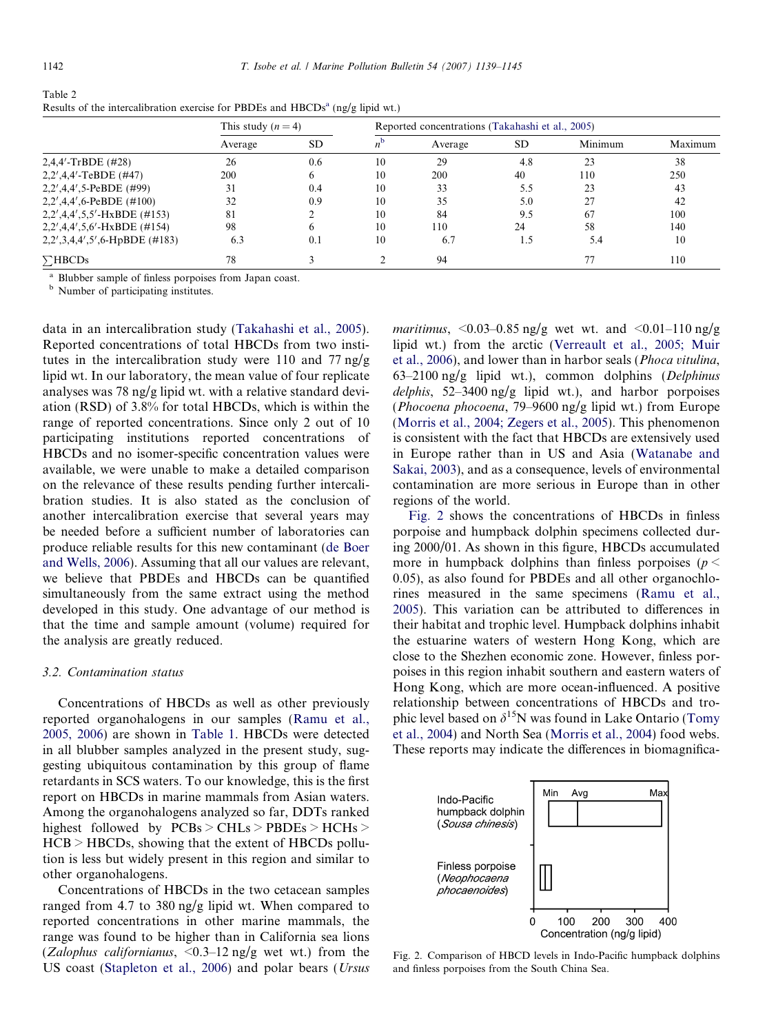Table 2
Results of the intercalibration exercise for PBDEs and HBCDs[a] (ng/g lipid wt.)

| | This study ($n = 4$) | | Reported concentrations (Takahashi et al., 2005) | | | | |
|---|---|---|---|---|---|---|---|
| | Average | SD | $n$[b] | Average | SD | Minimum | Maximum |
| 2,4,4′-TrBDE (#28) | 26 | 0.6 | 10 | 29 | 4.8 | 23 | 38 |
| 2,2′,4,4′-TeBDE (#47) | 200 | 6 | 10 | 200 | 40 | 110 | 250 |
| 2,2′,4,4′,5-PeBDE (#99) | 31 | 0.4 | 10 | 33 | 5.5 | 23 | 43 |
| 2,2′,4,4′,6-PeBDE (#100) | 32 | 0.9 | 10 | 35 | 5.0 | 27 | 42 |
| 2,2′,4,4′,5,5′-HxBDE (#153) | 81 | 2 | 10 | 84 | 9.5 | 67 | 100 |
| 2,2′,4,4′,5,6′-HxBDE (#154) | 98 | 6 | 10 | 110 | 24 | 58 | 140 |
| 2,2′,3,4,4′,5′,6-HpBDE (#183) | 6.3 | 0.1 | 10 | 6.7 | 1.5 | 5.4 | 10 |
| ∑HBCDs | 78 | 3 | 2 | 94 | | 77 | 110 |

[a] Blubber sample of finless porpoises from Japan coast.
[b] Number of participating institutes.

data in an intercalibration study (Takahashi et al., 2005). Reported concentrations of total HBCDs from two institutes in the intercalibration study were 110 and 77 ng/g lipid wt. In our laboratory, the mean value of four replicate analyses was 78 ng/g lipid wt. with a relative standard deviation (RSD) of 3.8% for total HBCDs, which is within the range of reported concentrations. Since only 2 out of 10 participating institutions reported concentrations of HBCDs and no isomer-specific concentration values were available, we were unable to make a detailed comparison on the relevance of these results pending further intercalibration studies. It is also stated as the conclusion of another intercalibration exercise that several years may be needed before a sufficient number of laboratories can produce reliable results for this new contaminant (de Boer and Wells, 2006). Assuming that all our values are relevant, we believe that PBDEs and HBCDs can be quantified simultaneously from the same extract using the method developed in this study. One advantage of our method is that the time and sample amount (volume) required for the analysis are greatly reduced.

### 3.2. Contamination status

Concentrations of HBCDs as well as other previously reported organohalogens in our samples (Ramu et al., 2005, 2006) are shown in Table 1. HBCDs were detected in all blubber samples analyzed in the present study, suggesting ubiquitous contamination by this group of flame retardants in SCS waters. To our knowledge, this is the first report on HBCDs in marine mammals from Asian waters. Among the organohalogens analyzed so far, DDTs ranked highest followed by PCBs > CHLs > PBDEs > HCHs > HCB > HBCDs, showing that the extent of HBCDs pollution is less but widely present in this region and similar to other organohalogens.

Concentrations of HBCDs in the two cetacean samples ranged from 4.7 to 380 ng/g lipid wt. When compared to reported concentrations in other marine mammals, the range was found to be higher than in California sea lions (*Zalophus californianus*, <0.3–12 ng/g wet wt.) from the US coast (Stapleton et al., 2006) and polar bears (*Ursus maritimus*, <0.03–0.85 ng/g wet wt. and <0.01–110 ng/g lipid wt.) from the arctic (Verreault et al., 2005; Muir et al., 2006), and lower than in harbor seals (*Phoca vitulina*, 63–2100 ng/g lipid wt.), common dolphins (*Delphinus delphis*, 52–3400 ng/g lipid wt.), and harbor porpoises (*Phocoena phocoena*, 79–9600 ng/g lipid wt.) from Europe (Morris et al., 2004; Zegers et al., 2005). This phenomenon is consistent with the fact that HBCDs are extensively used in Europe rather than in US and Asia (Watanabe and Sakai, 2003), and as a consequence, levels of environmental contamination are more serious in Europe than in other regions of the world.

Fig. 2 shows the concentrations of HBCDs in finless porpoise and humpback dolphin specimens collected during 2000/01. As shown in this figure, HBCDs accumulated more in humpback dolphins than finless porpoises ($p < 0.05$), as also found for PBDEs and all other organochlorines measured in the same specimens (Ramu et al., 2005). This variation can be attributed to differences in their habitat and trophic level. Humpback dolphins inhabit the estuarine waters of western Hong Kong, which are close to the Shezhen economic zone. However, finless porpoises in this region inhabit southern and eastern waters of Hong Kong, which are more ocean-influenced. A positive relationship between concentrations of HBCDs and trophic level based on $\delta^{15}N$ was found in Lake Ontario (Tomy et al., 2004) and North Sea (Morris et al., 2004) food webs. These reports may indicate the differences in biomagnifica-

Fig. 2. Comparison of HBCD levels in Indo-Pacific humpback dolphins and finless porpoises from the South China Sea.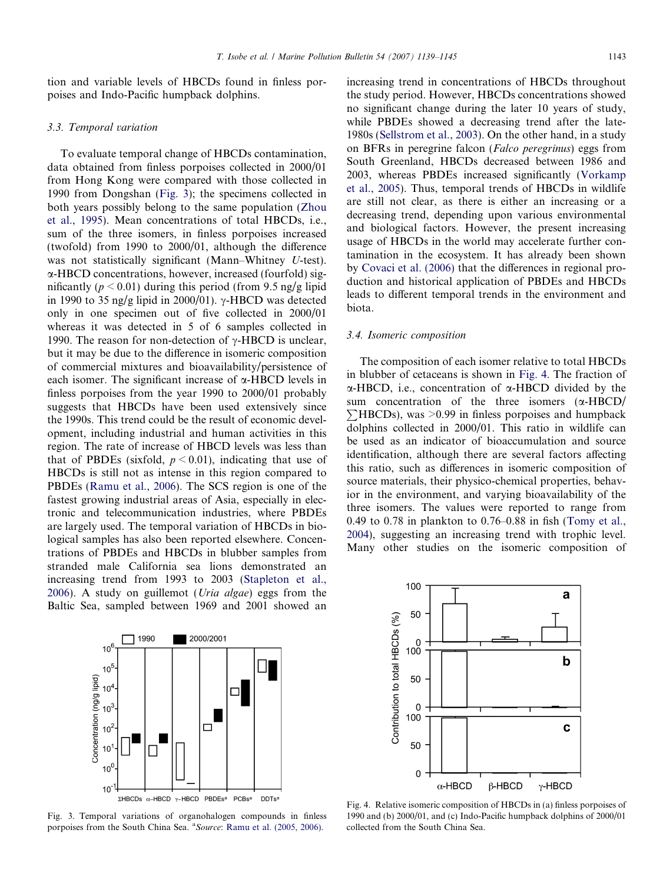tion and variable levels of HBCDs found in finless porpoises and Indo-Pacific humpback dolphins.

### 3.3. Temporal variation

To evaluate temporal change of HBCDs contamination, data obtained from finless porpoises collected in 2000/01 from Hong Kong were compared with those collected in 1990 from Dongshan (Fig. 3); the specimens collected in both years possibly belong to the same population (Zhou et al., 1995). Mean concentrations of total HBCDs, i.e., sum of the three isomers, in finless porpoises increased (twofold) from 1990 to 2000/01, although the difference was not statistically significant (Mann–Whitney *U*-test). α-HBCD concentrations, however, increased (fourfold) significantly ($p < 0.01$) during this period (from 9.5 ng/g lipid in 1990 to 35 ng/g lipid in 2000/01). γ-HBCD was detected only in one specimen out of five collected in 2000/01 whereas it was detected in 5 of 6 samples collected in 1990. The reason for non-detection of γ-HBCD is unclear, but it may be due to the difference in isomeric composition of commercial mixtures and bioavailability/persistence of each isomer. The significant increase of α-HBCD levels in finless porpoises from the year 1990 to 2000/01 probably suggests that HBCDs have been used extensively since the 1990s. This trend could be the result of economic development, including industrial and human activities in this region. The rate of increase of HBCD levels was less than that of PBDEs (sixfold, $p < 0.01$), indicating that use of HBCDs is still not as intense in this region compared to PBDEs (Ramu et al., 2006). The SCS region is one of the fastest growing industrial areas of Asia, especially in electronic and telecommunication industries, where PBDEs are largely used. The temporal variation of HBCDs in biological samples has also been reported elsewhere. Concentrations of PBDEs and HBCDs in blubber samples from stranded male California sea lions demonstrated an increasing trend from 1993 to 2003 (Stapleton et al., 2006). A study on guillemot (*Uria algae*) eggs from the Baltic Sea, sampled between 1969 and 2001 showed an increasing trend in concentrations of HBCDs throughout the study period. However, HBCDs concentrations showed no significant change during the later 10 years of study, while PBDEs showed a decreasing trend after the late-1980s (Sellstrom et al., 2003). On the other hand, in a study on BFRs in peregrine falcon (*Falco peregrinus*) eggs from South Greenland, HBCDs decreased between 1986 and 2003, whereas PBDEs increased significantly (Vorkamp et al., 2005). Thus, temporal trends of HBCDs in wildlife are still not clear, as there is either an increasing or a decreasing trend, depending upon various environmental and biological factors. However, the present increasing usage of HBCDs in the world may accelerate further contamination in the ecosystem. It has already been shown by Covaci et al. (2006) that the differences in regional production and historical application of PBDEs and HBCDs leads to different temporal trends in the environment and biota.

Fig. 3. Temporal variations of organohalogen compounds in finless porpoises from the South China Sea. [a]Source: Ramu et al. (2005, 2006).

### 3.4. Isomeric composition

The composition of each isomer relative to total HBCDs in blubber of cetaceans is shown in Fig. 4. The fraction of α-HBCD, i.e., concentration of α-HBCD divided by the sum concentration of the three isomers (α-HBCD/$\sum$HBCDs), was >0.99 in finless porpoises and humpback dolphins collected in 2000/01. This ratio in wildlife can be used as an indicator of bioaccumulation and source identification, although there are several factors affecting this ratio, such as differences in isomeric composition of source materials, their physico-chemical properties, behavior in the environment, and varying bioavailability of the three isomers. The values were reported to range from 0.49 to 0.78 in plankton to 0.76–0.88 in fish (Tomy et al., 2004), suggesting an increasing trend with trophic level. Many other studies on the isomeric composition of

Fig. 4. Relative isomeric composition of HBCDs in (a) finless porpoises of 1990 and (b) 2000/01, and (c) Indo-Pacific humpback dolphins of 2000/01 collected from the South China Sea.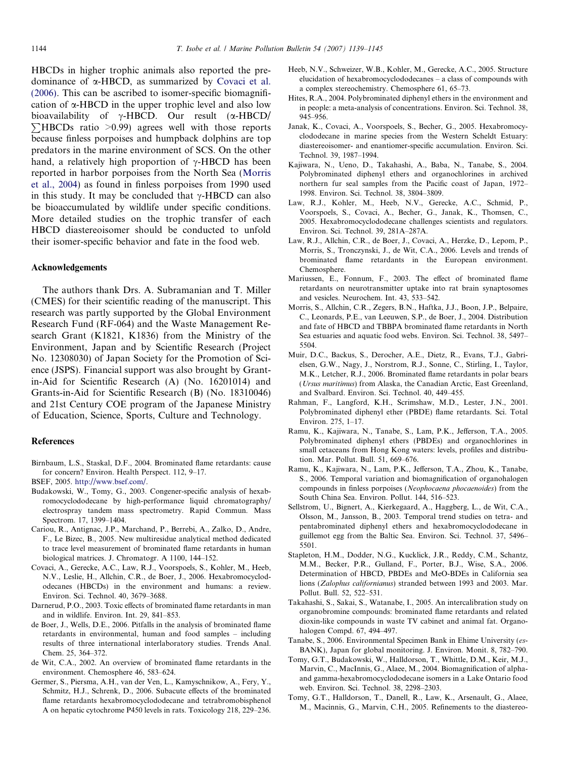HBCDs in higher trophic animals also reported the predominance of α-HBCD, as summarized by Covaci et al. (2006). This can be ascribed to isomer-specific biomagnification of α-HBCD in the upper trophic level and also low bioavailability of γ-HBCD. Our result (α-HBCD/∑HBCDs ratio >0.99) agrees well with those reports because finless porpoises and humpback dolphins are top predators in the marine environment of SCS. On the other hand, a relatively high proportion of γ-HBCD has been reported in harbor porpoises from the North Sea (Morris et al., 2004) as found in finless porpoises from 1990 used in this study. It may be concluded that γ-HBCD can also be bioaccumulated by wildlife under specific conditions. More detailed studies on the trophic transfer of each HBCD diastereoisomer should be conducted to unfold their isomer-specific behavior and fate in the food web.

## Acknowledgements

The authors thank Drs. A. Subramanian and T. Miller (CMES) for their scientific reading of the manuscript. This research was partly supported by the Global Environment Research Fund (RF-064) and the Waste Management Research Grant (K1821, K1836) from the Ministry of the Environment, Japan and by Scientific Research (Project No. 12308030) of Japan Society for the Promotion of Science (JSPS). Financial support was also brought by Grant-in-Aid for Scientific Research (A) (No. 16201014) and Grants-in-Aid for Scientific Research (B) (No. 18310046) and 21st Century COE program of the Japanese Ministry of Education, Science, Sports, Culture and Technology.

## References

Birnbaum, L.S., Staskal, D.F., 2004. Brominated flame retardants: cause for concern? Environ. Health Perspect. 112, 9–17.

BSEF, 2005. http://www.bsef.com/.

Budakowski, W., Tomy, G., 2003. Congener-specific analysis of hexabromocyclododecane by high-performance liquid chromatography/electrospray tandem mass spectrometry. Rapid Commun. Mass Spectrom. 17, 1399–1404.

Cariou, R., Antignac, J.P., Marchand, P., Berrebi, A., Zalko, D., Andre, F., Le Bizec, B., 2005. New multiresidue analytical method dedicated to trace level measurement of brominated flame retardants in human biological matrices. J. Chromatogr. A 1100, 144–152.

Covaci, A., Gerecke, A.C., Law, R.J., Voorspoels, S., Kohler, M., Heeb, N.V., Leslie, H., Allchin, C.R., de Boer, J., 2006. Hexabromocyclododecanes (HBCDs) in the environment and humans: a review. Environ. Sci. Technol. 40, 3679–3688.

Darnerud, P.O., 2003. Toxic effects of brominated flame retardants in man and in wildlife. Environ. Int. 29, 841–853.

de Boer, J., Wells, D.E., 2006. Pitfalls in the analysis of brominated flame retardants in environmental, human and food samples – including results of three international interlaboratory studies. Trends Anal. Chem. 25, 364–372.

de Wit, C.A., 2002. An overview of brominated flame retardants in the environment. Chemosphere 46, 583–624.

Germer, S., Piersma, A.H., van der Ven, L., Kamyschnikow, A., Fery, Y., Schmitz, H.J., Schrenk, D., 2006. Subacute effects of the brominated flame retardants hexabromocyclododecane and tetrabromobisphenol A on hepatic cytochrome P450 levels in rats. Toxicology 218, 229–236.

Heeb, N.V., Schweizer, W.B., Kohler, M., Gerecke, A.C., 2005. Structure elucidation of hexabromocyclododecanes – a class of compounds with a complex stereochemistry. Chemosphere 61, 65–73.

Hites, R.A., 2004. Polybrominated diphenyl ethers in the environment and in people: a meta-analysis of concentrations. Environ. Sci. Technol. 38, 945–956.

Janak, K., Covaci, A., Voorspoels, S., Becher, G., 2005. Hexabromocyclododecane in marine species from the Western Scheldt Estuary: diastereoisomer- and enantiomer-specific accumulation. Environ. Sci. Technol. 39, 1987–1994.

Kajiwara, N., Ueno, D., Takahashi, A., Baba, N., Tanabe, S., 2004. Polybrominated diphenyl ethers and organochlorines in archived northern fur seal samples from the Pacific coast of Japan, 1972–1998. Environ. Sci. Technol. 38, 3804–3809.

Law, R.J., Kohler, M., Heeb, N.V., Gerecke, A.C., Schmid, P., Voorspoels, S., Covaci, A., Becher, G., Janak, K., Thomsen, C., 2005. Hexabromocyclododecane challenges scientists and regulators. Environ. Sci. Technol. 39, 281A–287A.

Law, R.J., Allchin, C.R., de Boer, J., Covaci, A., Herzke, D., Lepom, P., Morris, S., Tronczynski, J., de Wit, C.A., 2006. Levels and trends of brominated flame retardants in the European environment. Chemosphere.

Mariussen, E., Fonnum, F., 2003. The effect of brominated flame retardants on neurotransmitter uptake into rat brain synaptosomes and vesicles. Neurochem. Int. 43, 533–542.

Morris, S., Allchin, C.R., Zegers, B.N., Haftka, J.J., Boon, J.P., Belpaire, C., Leonards, P.E., van Leeuwen, S.P., de Boer, J., 2004. Distribution and fate of HBCD and TBBPA brominated flame retardants in North Sea estuaries and aquatic food webs. Environ. Sci. Technol. 38, 5497–5504.

Muir, D.C., Backus, S., Derocher, A.E., Dietz, R., Evans, T.J., Gabrielsen, G.W., Nagy, J., Norstrom, R.J., Sonne, C., Stirling, I., Taylor, M.K., Letcher, R.J., 2006. Brominated flame retardants in polar bears (*Ursus maritimus*) from Alaska, the Canadian Arctic, East Greenland, and Svalbard. Environ. Sci. Technol. 40, 449–455.

Rahman, F., Langford, K.H., Scrimshaw, M.D., Lester, J.N., 2001. Polybrominated diphenyl ether (PBDE) flame retardants. Sci. Total Environ. 275, 1–17.

Ramu, K., Kajiwara, N., Tanabe, S., Lam, P.K., Jefferson, T.A., 2005. Polybrominated diphenyl ethers (PBDEs) and organochlorines in small cetaceans from Hong Kong waters: levels, profiles and distribution. Mar. Pollut. Bull. 51, 669–676.

Ramu, K., Kajiwara, N., Lam, P.K., Jefferson, T.A., Zhou, K., Tanabe, S., 2006. Temporal variation and biomagnification of organohalogen compounds in finless porpoises (*Neophocaena phocaenoides*) from the South China Sea. Environ. Pollut. 144, 516–523.

Sellstrom, U., Bignert, A., Kierkegaard, A., Haggberg, L., de Wit, C.A., Olsson, M., Jansson, B., 2003. Temporal trend studies on tetra- and pentabrominated diphenyl ethers and hexabromocyclododecane in guillemot egg from the Baltic Sea. Environ. Sci. Technol. 37, 5496–5501.

Stapleton, H.M., Dodder, N.G., Kucklick, J.R., Reddy, C.M., Schantz, M.M., Becker, P.R., Gulland, F., Porter, B.J., Wise, S.A., 2006. Determination of HBCD, PBDEs and MeO-BDEs in California sea lions (*Zalophus californianus*) stranded between 1993 and 2003. Mar. Pollut. Bull. 52, 522–531.

Takahashi, S., Sakai, S., Watanabe, I., 2005. An intercalibration study on organobromine compounds: brominated flame retardants and related dioxin-like compounds in waste TV cabinet and animal fat. Organohalogen Compd. 67, 494–497.

Tanabe, S., 2006. Environmental Specimen Bank in Ehime University (*es*-BANK), Japan for global monitoring. J. Environ. Monit. 8, 782–790.

Tomy, G.T., Budakowski, W., Halldorson, T., Whittle, D.M., Keir, M.J., Marvin, C., MacInnis, G., Alaee, M., 2004. Biomagnification of alpha- and gamma-hexabromocyclododecane isomers in a Lake Ontario food web. Environ. Sci. Technol. 38, 2298–2303.

Tomy, G.T., Halldorson, T., Danell, R., Law, K., Arsenault, G., Alaee, M., Macinnis, G., Marvin, C.H., 2005. Refinements to the diastereo-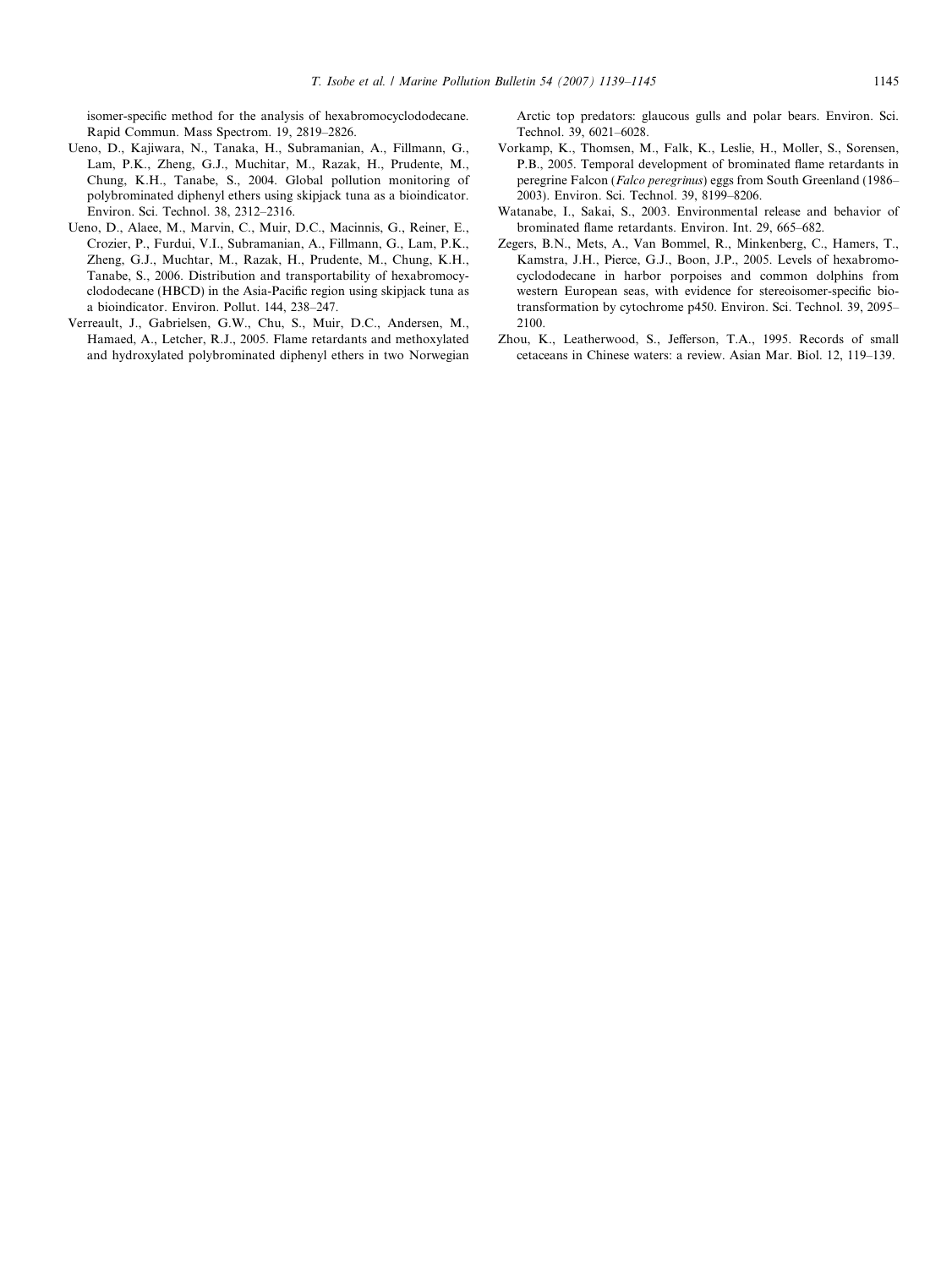isomer-specific method for the analysis of hexabromocyclododecane. Rapid Commun. Mass Spectrom. 19, 2819–2826.

Ueno, D., Kajiwara, N., Tanaka, H., Subramanian, A., Fillmann, G., Lam, P.K., Zheng, G.J., Muchitar, M., Razak, H., Prudente, M., Chung, K.H., Tanabe, S., 2004. Global pollution monitoring of polybrominated diphenyl ethers using skipjack tuna as a bioindicator. Environ. Sci. Technol. 38, 2312–2316.

Ueno, D., Alaee, M., Marvin, C., Muir, D.C., Macinnis, G., Reiner, E., Crozier, P., Furdui, V.I., Subramanian, A., Fillmann, G., Lam, P.K., Zheng, G.J., Muchtar, M., Razak, H., Prudente, M., Chung, K.H., Tanabe, S., 2006. Distribution and transportability of hexabromocyclododecane (HBCD) in the Asia-Pacific region using skipjack tuna as a bioindicator. Environ. Pollut. 144, 238–247.

Verreault, J., Gabrielsen, G.W., Chu, S., Muir, D.C., Andersen, M., Hamaed, A., Letcher, R.J., 2005. Flame retardants and methoxylated and hydroxylated polybrominated diphenyl ethers in two Norwegian Arctic top predators: glaucous gulls and polar bears. Environ. Sci. Technol. 39, 6021–6028.

Vorkamp, K., Thomsen, M., Falk, K., Leslie, H., Moller, S., Sorensen, P.B., 2005. Temporal development of brominated flame retardants in peregrine Falcon (*Falco peregrinus*) eggs from South Greenland (1986–2003). Environ. Sci. Technol. 39, 8199–8206.

Watanabe, I., Sakai, S., 2003. Environmental release and behavior of brominated flame retardants. Environ. Int. 29, 665–682.

Zegers, B.N., Mets, A., Van Bommel, R., Minkenberg, C., Hamers, T., Kamstra, J.H., Pierce, G.J., Boon, J.P., 2005. Levels of hexabromocyclododecane in harbor porpoises and common dolphins from western European seas, with evidence for stereoisomer-specific biotransformation by cytochrome p450. Environ. Sci. Technol. 39, 2095–2100.

Zhou, K., Leatherwood, S., Jefferson, T.A., 1995. Records of small cetaceans in Chinese waters: a review. Asian Mar. Biol. 12, 119–139.